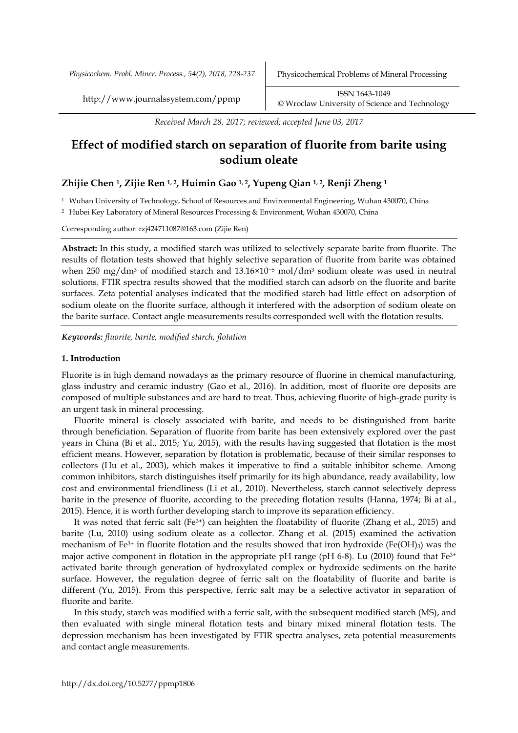*Received March 28, 2017; reviewed; accepted June 03, 2017*

# Effect of modified starch on separation of fluorite from barite using sodium oleate

**Zhijie Chen [1], Zijie Ren [1, 2], Huimin Gao [1, 2], Yupeng Qian [1, 2], Renji Zheng [1]**

[1] Wuhan University of Technology, School of Resources and Environmental Engineering, Wuhan 430070, China

[2] Hubei Key Laboratory of Mineral Resources Processing & Environment, Wuhan 430070, China

Corresponding author: rzj424711087@163.com (Zijie Ren)

**Abstract:** In this study, a modified starch was utilized to selectively separate barite from fluorite. The results of flotation tests showed that highly selective separation of fluorite from barite was obtained when 250 $mg/dm^3$ of modified starch and $13.16\times10^{-5}$ $mol/dm^3$ sodium oleate was used in neutral solutions. FTIR spectra results showed that the modified starch can adsorb on the fluorite and barite surfaces. Zeta potential analyses indicated that the modified starch had little effect on adsorption of sodium oleate on the fluorite surface, although it interfered with the adsorption of sodium oleate on the barite surface. Contact angle measurements results corresponded well with the flotation results.

***Keywords:*** *fluorite, barite, modified starch, flotation*

## 1. Introduction

Fluorite is in high demand nowadays as the primary resource of fluorine in chemical manufacturing, glass industry and ceramic industry (Gao et al., 2016). In addition, most of fluorite ore deposits are composed of multiple substances and are hard to treat. Thus, achieving fluorite of high-grade purity is an urgent task in mineral processing.

Fluorite mineral is closely associated with barite, and needs to be distinguished from barite through beneficiation. Separation of fluorite from barite has been extensively explored over the past years in China (Bi et al., 2015; Yu, 2015), with the results having suggested that flotation is the most efficient means. However, separation by flotation is problematic, because of their similar responses to collectors (Hu et al., 2003), which makes it imperative to find a suitable inhibitor scheme. Among common inhibitors, starch distinguishes itself primarily for its high abundance, ready availability, low cost and environmental friendliness (Li et al., 2010). Nevertheless, starch cannot selectively depress barite in the presence of fluorite, according to the preceding flotation results (Hanna, 1974; Bi at al., 2015). Hence, it is worth further developing starch to improve its separation efficiency.

It was noted that ferric salt ($Fe^{3+}$) can heighten the floatability of fluorite (Zhang et al., 2015) and barite (Lu, 2010) using sodium oleate as a collector. Zhang et al. (2015) examined the activation mechanism of $Fe^{3+}$ in fluorite flotation and the results showed that iron hydroxide ($Fe(OH)_3$) was the major active component in flotation in the appropriate pH range (pH 6-8). Lu (2010) found that $Fe^{3+}$ activated barite through generation of hydroxylated complex or hydroxide sediments on the barite surface. However, the regulation degree of ferric salt on the floatability of fluorite and barite is different (Yu, 2015). From this perspective, ferric salt may be a selective activator in separation of fluorite and barite.

In this study, starch was modified with a ferric salt, with the subsequent modified starch (MS), and then evaluated with single mineral flotation tests and binary mixed mineral flotation tests. The depression mechanism has been investigated by FTIR spectra analyses, zeta potential measurements and contact angle measurements.

http://dx.doi.org/10.5277/ppmp1806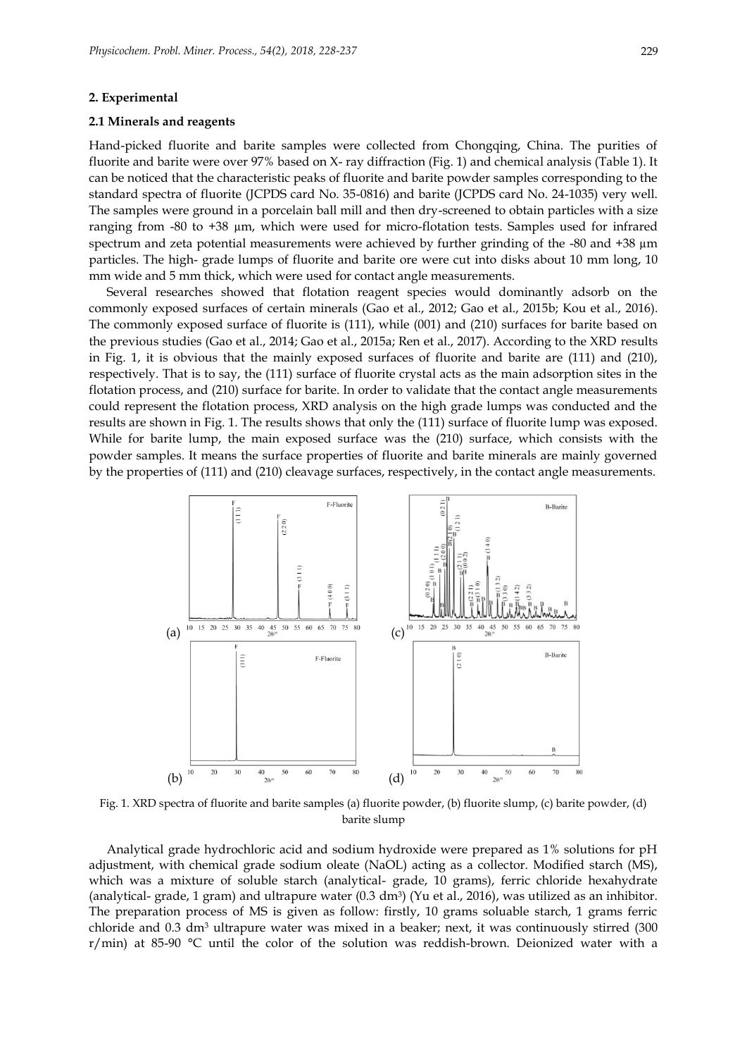## 2. Experimental

### 2.1 Minerals and reagents

Hand-picked fluorite and barite samples were collected from Chongqing, China. The purities of fluorite and barite were over 97% based on X- ray diffraction (Fig. 1) and chemical analysis (Table 1). It can be noticed that the characteristic peaks of fluorite and barite powder samples corresponding to the standard spectra of fluorite (JCPDS card No. 35-0816) and barite (JCPDS card No. 24-1035) very well. The samples were ground in a porcelain ball mill and then dry-screened to obtain particles with a size ranging from -80 to +38 µm, which were used for micro-flotation tests. Samples used for infrared spectrum and zeta potential measurements were achieved by further grinding of the -80 and +38 µm particles. The high- grade lumps of fluorite and barite ore were cut into disks about 10 mm long, 10 mm wide and 5 mm thick, which were used for contact angle measurements.

Several researches showed that flotation reagent species would dominantly adsorb on the commonly exposed surfaces of certain minerals (Gao et al., 2012; Gao et al., 2015b; Kou et al., 2016). The commonly exposed surface of fluorite is (111), while (001) and (210) surfaces for barite based on the previous studies (Gao et al., 2014; Gao et al., 2015a; Ren et al., 2017). According to the XRD results in Fig. 1, it is obvious that the mainly exposed surfaces of fluorite and barite are (111) and (210), respectively. That is to say, the (111) surface of fluorite crystal acts as the main adsorption sites in the flotation process, and (210) surface for barite. In order to validate that the contact angle measurements could represent the flotation process, XRD analysis on the high grade lumps was conducted and the results are shown in Fig. 1. The results shows that only the (111) surface of fluorite lump was exposed. While for barite lump, the main exposed surface was the (210) surface, which consists with the powder samples. It means the surface properties of fluorite and barite minerals are mainly governed by the properties of (111) and (210) cleavage surfaces, respectively, in the contact angle measurements.

Fig. 1. XRD spectra of fluorite and barite samples (a) fluorite powder, (b) fluorite slump, (c) barite powder, (d) barite slump

Analytical grade hydrochloric acid and sodium hydroxide were prepared as 1% solutions for pH adjustment, with chemical grade sodium oleate (NaOL) acting as a collector. Modified starch (MS), which was a mixture of soluble starch (analytical- grade, 10 grams), ferric chloride hexahydrate (analytical- grade, 1 gram) and ultrapure water (0.3 $dm^3$) (Yu et al., 2016), was utilized as an inhibitor. The preparation process of MS is given as follow: firstly, 10 grams soluable starch, 1 grams ferric chloride and 0.3 $dm^3$ ultrapure water was mixed in a beaker; next, it was continuously stirred (300 r/min) at 85-90 °C until the color of the solution was reddish-brown. Deionized water with a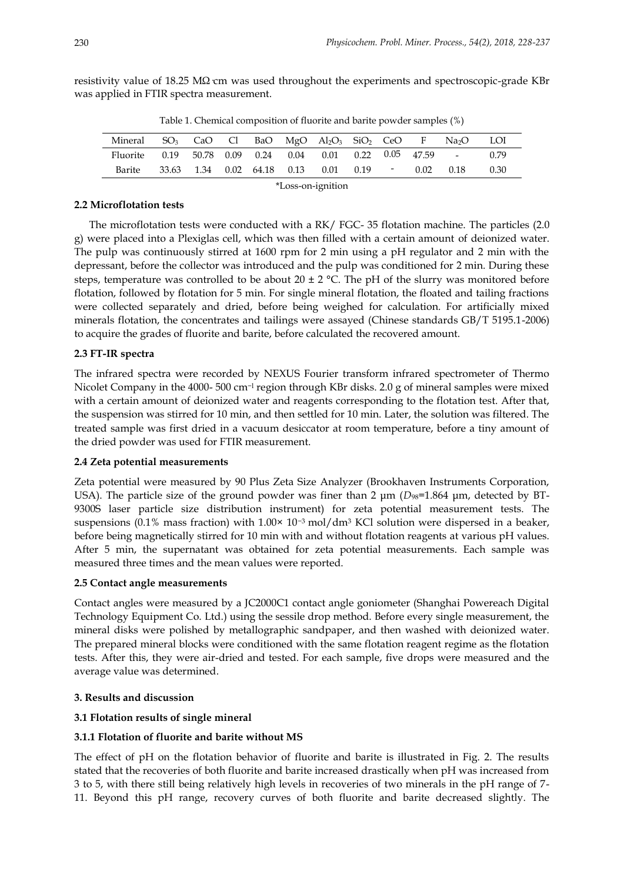resistivity value of 18.25 MΩ·cm was used throughout the experiments and spectroscopic-grade KBr was applied in FTIR spectra measurement.

Table 1. Chemical composition of fluorite and barite powder samples (%)

| Mineral | $SO_3$ | CaO | Cl | BaO | MgO | $Al_2O_3$ | $SiO_2$ | CeO | F | $Na_2O$ | LOI |
|---|---|---|---|---|---|---|---|---|---|---|---|
| Fluorite | 0.19 | 50.78 | 0.09 | 0.24 | 0.04 | 0.01 | 0.22 | 0.05 | 47.59 | - | 0.79 |
| Barite | 33.63 | 1.34 | 0.02 | 64.18 | 0.13 | 0.01 | 0.19 | - | 0.02 | 0.18 | 0.30 |

*Loss-on-ignition

### 2.2 Microflotation tests

The microflotation tests were conducted with a RK/ FGC- 35 flotation machine. The particles (2.0 g) were placed into a Plexiglas cell, which was then filled with a certain amount of deionized water. The pulp was continuously stirred at 1600 rpm for 2 min using a pH regulator and 2 min with the depressant, before the collector was introduced and the pulp was conditioned for 2 min. During these steps, temperature was controlled to be about 20 ± 2 °C. The pH of the slurry was monitored before flotation, followed by flotation for 5 min. For single mineral flotation, the floated and tailing fractions were collected separately and dried, before being weighed for calculation. For artificially mixed minerals flotation, the concentrates and tailings were assayed (Chinese standards GB/T 5195.1-2006) to acquire the grades of fluorite and barite, before calculated the recovered amount.

### 2.3 FT-IR spectra

The infrared spectra were recorded by NEXUS Fourier transform infrared spectrometer of Thermo Nicolet Company in the 4000- 500 $cm^{-1}$ region through KBr disks. 2.0 g of mineral samples were mixed with a certain amount of deionized water and reagents corresponding to the flotation test. After that, the suspension was stirred for 10 min, and then settled for 10 min. Later, the solution was filtered. The treated sample was first dried in a vacuum desiccator at room temperature, before a tiny amount of the dried powder was used for FTIR measurement.

### 2.4 Zeta potential measurements

Zeta potential were measured by 90 Plus Zeta Size Analyzer (Brookhaven Instruments Corporation, USA). The particle size of the ground powder was finer than 2 µm ($D_{98}$=1.864 µm, detected by BT-9300S laser particle size distribution instrument) for zeta potential measurement tests. The suspensions (0.1% mass fraction) with $1.00\times 10^{-3}$ mol/$dm^3$ KCl solution were dispersed in a beaker, before being magnetically stirred for 10 min with and without flotation reagents at various pH values. After 5 min, the supernatant was obtained for zeta potential measurements. Each sample was measured three times and the mean values were reported.

### 2.5 Contact angle measurements

Contact angles were measured by a JC2000C1 contact angle goniometer (Shanghai Powereach Digital Technology Equipment Co. Ltd.) using the sessile drop method. Before every single measurement, the mineral disks were polished by metallographic sandpaper, and then washed with deionized water. The prepared mineral blocks were conditioned with the same flotation reagent regime as the flotation tests. After this, they were air-dried and tested. For each sample, five drops were measured and the average value was determined.

## 3. Results and discussion

### 3.1 Flotation results of single mineral

#### 3.1.1 Flotation of fluorite and barite without MS

The effect of pH on the flotation behavior of fluorite and barite is illustrated in Fig. 2. The results stated that the recoveries of both fluorite and barite increased drastically when pH was increased from 3 to 5, with there still being relatively high levels in recoveries of two minerals in the pH range of 7-11. Beyond this pH range, recovery curves of both fluorite and barite decreased slightly. The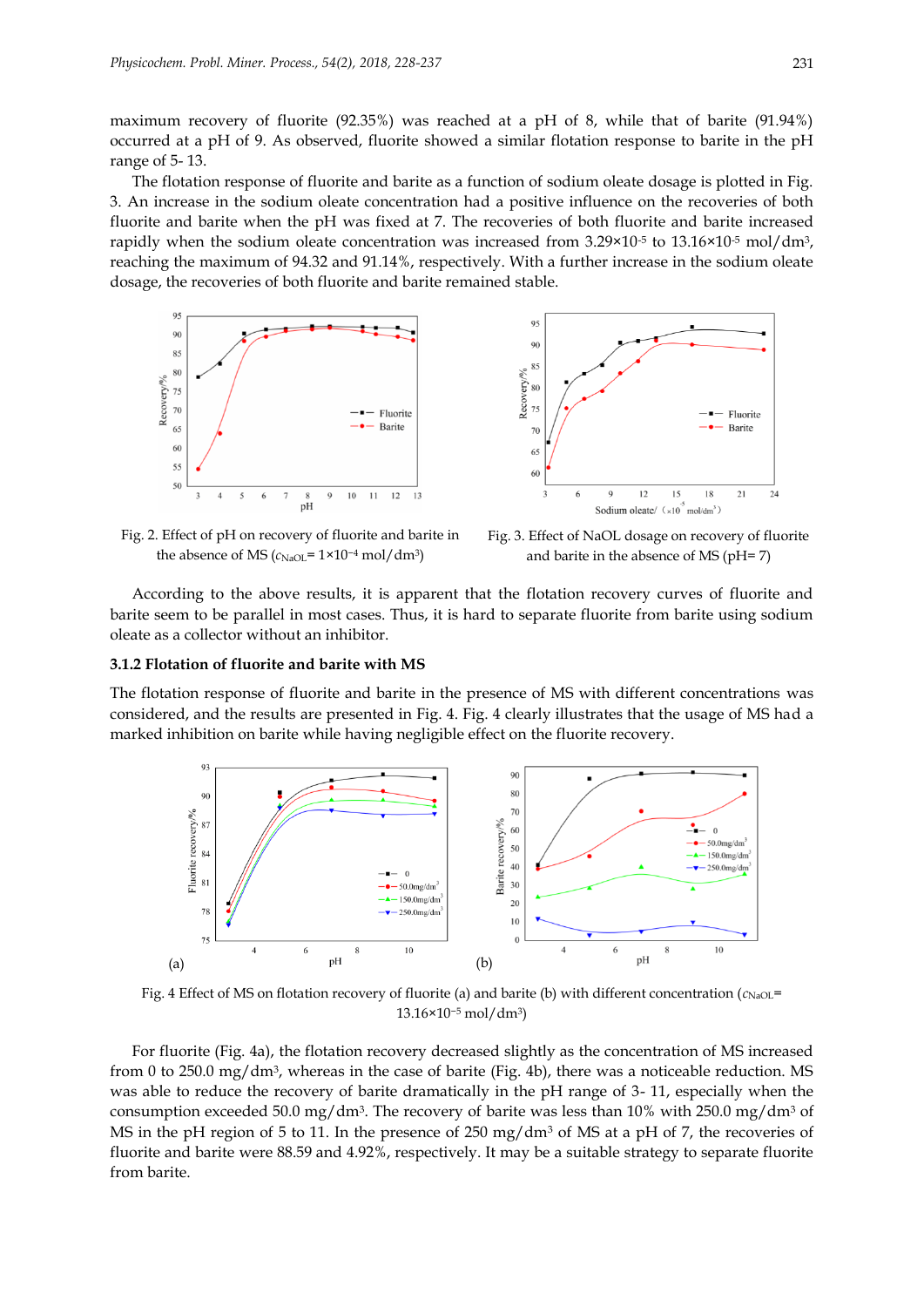maximum recovery of fluorite (92.35%) was reached at a pH of 8, while that of barite (91.94%) occurred at a pH of 9. As observed, fluorite showed a similar flotation response to barite in the pH range of 5- 13.

The flotation response of fluorite and barite as a function of sodium oleate dosage is plotted in Fig. 3. An increase in the sodium oleate concentration had a positive influence on the recoveries of both fluorite and barite when the pH was fixed at 7. The recoveries of both fluorite and barite increased rapidly when the sodium oleate concentration was increased from $3.29×10^{-5}$ to $13.16×10^{-5}$ mol/dm$^3$, reaching the maximum of 94.32 and 91.14%, respectively. With a further increase in the sodium oleate dosage, the recoveries of both fluorite and barite remained stable.

Fig. 2. Effect of pH on recovery of fluorite and barite in the absence of MS ($c_{NaOL}$= $1×10^{-4}$ mol/dm$^3$)

Fig. 3. Effect of NaOL dosage on recovery of fluorite and barite in the absence of MS (pH= 7)

According to the above results, it is apparent that the flotation recovery curves of fluorite and barite seem to be parallel in most cases. Thus, it is hard to separate fluorite from barite using sodium oleate as a collector without an inhibitor.

### 3.1.2 Flotation of fluorite and barite with MS

The flotation response of fluorite and barite in the presence of MS with different concentrations was considered, and the results are presented in Fig. 4. Fig. 4 clearly illustrates that the usage of MS had a marked inhibition on barite while having negligible effect on the fluorite recovery.

Fig. 4 Effect of MS on flotation recovery of fluorite (a) and barite (b) with different concentration ($c_{NaOL}$= $13.16×10^{-5}$ mol/dm$^3$)

For fluorite (Fig. 4a), the flotation recovery decreased slightly as the concentration of MS increased from 0 to 250.0 mg/dm$^3$, whereas in the case of barite (Fig. 4b), there was a noticeable reduction. MS was able to reduce the recovery of barite dramatically in the pH range of 3- 11, especially when the consumption exceeded 50.0 mg/dm$^3$. The recovery of barite was less than 10% with 250.0 mg/dm$^3$ of MS in the pH region of 5 to 11. In the presence of 250 mg/dm$^3$ of MS at a pH of 7, the recoveries of fluorite and barite were 88.59 and 4.92%, respectively. It may be a suitable strategy to separate fluorite from barite.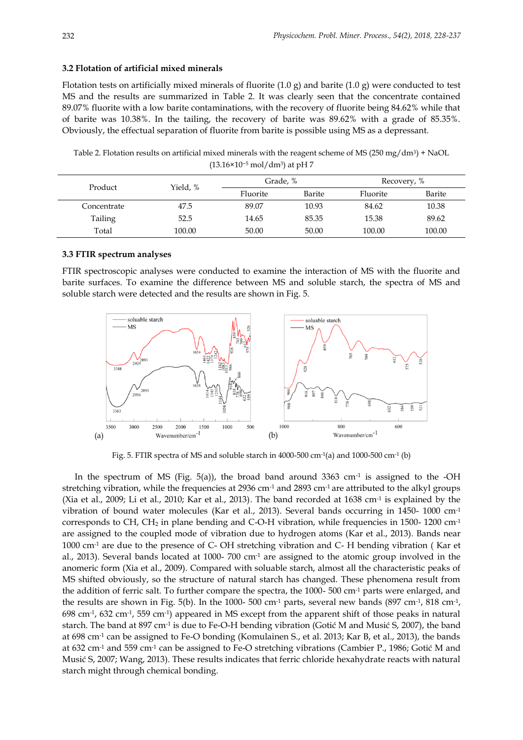### 3.2 Flotation of artificial mixed minerals

Flotation tests on artificially mixed minerals of fluorite (1.0 g) and barite (1.0 g) were conducted to test MS and the results are summarized in Table 2. It was clearly seen that the concentrate contained 89.07% fluorite with a low barite contaminations, with the recovery of fluorite being 84.62% while that of barite was 10.38%. In the tailing, the recovery of barite was 89.62% with a grade of 85.35%. Obviously, the effectual separation of fluorite from barite is possible using MS as a depressant.

Table 2. Flotation results on artificial mixed minerals with the reagent scheme of MS (250 mg/dm$^3$) + NaOL ($13.16 \times 10^{-5}$ mol/dm$^3$) at pH 7

| Product | Yield, % | Grade, % | | Recovery, % | |
|---|---|---|---|---|---|
| | | Fluorite | Barite | Fluorite | Barite |
| Concentrate | 47.5 | 89.07 | 10.93 | 84.62 | 10.38 |
| Tailing | 52.5 | 14.65 | 85.35 | 15.38 | 89.62 |
| Total | 100.00 | 50.00 | 50.00 | 100.00 | 100.00 |

### 3.3 FTIR spectrum analyses

FTIR spectroscopic analyses were conducted to examine the interaction of MS with the fluorite and barite surfaces. To examine the difference between MS and soluble starch, the spectra of MS and soluble starch were detected and the results are shown in Fig. 5.

Fig. 5. FTIR spectra of MS and soluble starch in 4000-500 cm$^{-1}$(a) and 1000-500 cm$^{-1}$ (b)

In the spectrum of MS (Fig. 5(a)), the broad band around 3363 cm$^{-1}$ is assigned to the -OH stretching vibration, while the frequencies at 2936 cm$^{-1}$ and 2893 cm$^{-1}$ are attributed to the alkyl groups (Xia et al., 2009; Li et al., 2010; Kar et al., 2013). The band recorded at 1638 cm$^{-1}$ is explained by the vibration of bound water molecules (Kar et al., 2013). Several bands occurring in 1450- 1000 cm$^{-1}$ corresponds to CH, $CH_2$ in plane bending and C-O-H vibration, while frequencies in 1500- 1200 cm$^{-1}$ are assigned to the coupled mode of vibration due to hydrogen atoms (Kar et al., 2013). Bands near 1000 cm$^{-1}$ are due to the presence of C- OH stretching vibration and C- H bending vibration ( Kar et al., 2013). Several bands located at 1000- 700 cm$^{-1}$ are assigned to the atomic group involved in the anomeric form (Xia et al., 2009). Compared with soluable starch, almost all the characteristic peaks of MS shifted obviously, so the structure of natural starch has changed. These phenomena result from the addition of ferric salt. To further compare the spectra, the 1000- 500 cm$^{-1}$ parts were enlarged, and the results are shown in Fig. 5(b). In the 1000- 500 cm$^{-1}$ parts, several new bands (897 cm$^{-1}$, 818 cm$^{-1}$, 698 cm$^{-1}$, 632 cm$^{-1}$, 559 cm$^{-1}$) appeared in MS except from the apparent shift of those peaks in natural starch. The band at 897 cm$^{-1}$ is due to Fe-O-H bending vibration (Gotić M and Musić S, 2007), the band at 698 cm$^{-1}$ can be assigned to Fe-O bonding (Komulainen S., et al. 2013; Kar B, et al., 2013), the bands at 632 cm$^{-1}$ and 559 cm$^{-1}$ can be assigned to Fe-O stretching vibrations (Cambier P., 1986; Gotić M and Musić S, 2007; Wang, 2013). These results indicates that ferric chloride hexahydrate reacts with natural starch might through chemical bonding.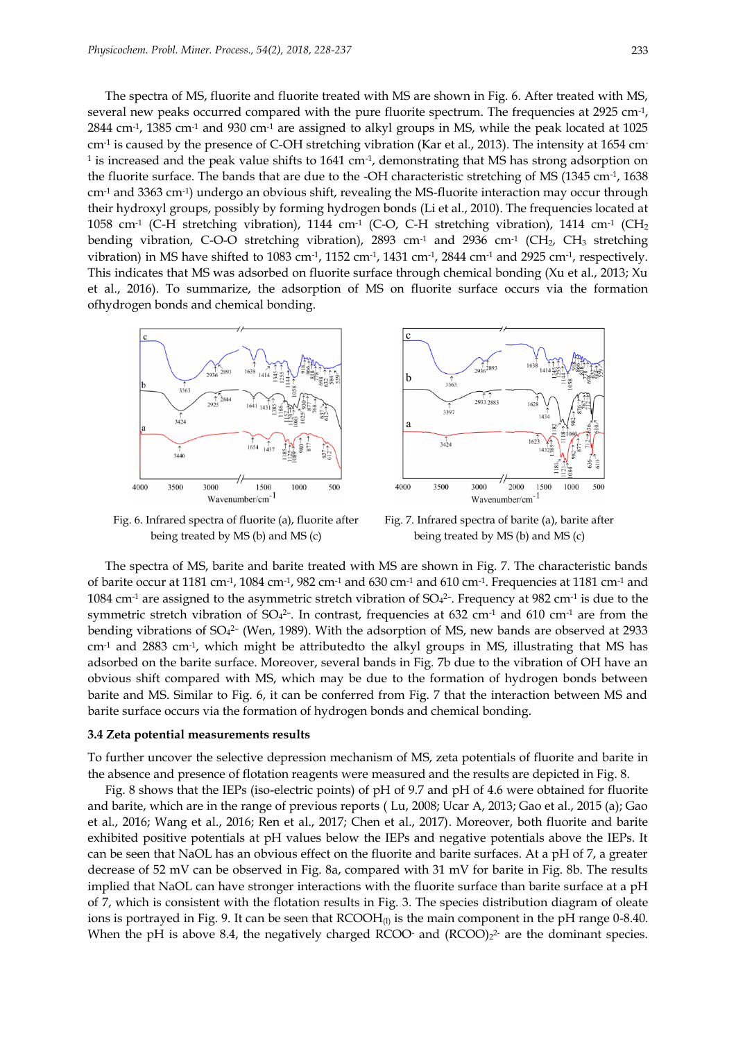The spectra of MS, fluorite and fluorite treated with MS are shown in Fig. 6. After treated with MS, several new peaks occurred compared with the pure fluorite spectrum. The frequencies at 2925 $cm^{-1}$, 2844 $cm^{-1}$, 1385 $cm^{-1}$ and 930 $cm^{-1}$ are assigned to alkyl groups in MS, while the peak located at 1025 $cm^{-1}$ is caused by the presence of C-OH stretching vibration (Kar et al., 2013). The intensity at 1654 $cm^{-1}$ is increased and the peak value shifts to 1641 $cm^{-1}$, demonstrating that MS has strong adsorption on the fluorite surface. The bands that are due to the -OH characteristic stretching of MS (1345 $cm^{-1}$, 1638 $cm^{-1}$ and 3363 $cm^{-1}$) undergo an obvious shift, revealing the MS-fluorite interaction may occur through their hydroxyl groups, possibly by forming hydrogen bonds (Li et al., 2010). The frequencies located at 1058 $cm^{-1}$ (C-H stretching vibration), 1144 $cm^{-1}$ (C-O, C-H stretching vibration), 1414 $cm^{-1}$ ($CH_2$ bending vibration, C-O-O stretching vibration), 2893 $cm^{-1}$ and 2936 $cm^{-1}$ ($CH_2$, $CH_3$ stretching vibration) in MS have shifted to 1083 $cm^{-1}$, 1152 $cm^{-1}$, 1431 $cm^{-1}$, 2844 $cm^{-1}$ and 2925 $cm^{-1}$, respectively. This indicates that MS was adsorbed on fluorite surface through chemical bonding (Xu et al., 2013; Xu et al., 2016). To summarize, the adsorption of MS on fluorite surface occurs via the formation ofhydrogen bonds and chemical bonding.

Fig. 6. Infrared spectra of fluorite (a), fluorite after being treated by MS (b) and MS (c)

Fig. 7. Infrared spectra of barite (a), barite after being treated by MS (b) and MS (c)

The spectra of MS, barite and barite treated with MS are shown in Fig. 7. The characteristic bands of barite occur at 1181 $cm^{-1}$, 1084 $cm^{-1}$, 982 $cm^{-1}$ and 630 $cm^{-1}$ and 610 $cm^{-1}$. Frequencies at 1181 $cm^{-1}$ and 1084 $cm^{-1}$ are assigned to the asymmetric stretch vibration of $SO_4^{2-}$. Frequency at 982 $cm^{-1}$ is due to the symmetric stretch vibration of $SO_4^{2-}$. In contrast, frequencies at 632 $cm^{-1}$ and 610 $cm^{-1}$ are from the bending vibrations of $SO_4^{2-}$ (Wen, 1989). With the adsorption of MS, new bands are observed at 2933 $cm^{-1}$ and 2883 $cm^{-1}$, which might be attributedto the alkyl groups in MS, illustrating that MS has adsorbed on the barite surface. Moreover, several bands in Fig. 7b due to the vibration of OH have an obvious shift compared with MS, which may be due to the formation of hydrogen bonds between barite and MS. Similar to Fig. 6, it can be conferred from Fig. 7 that the interaction between MS and barite surface occurs via the formation of hydrogen bonds and chemical bonding.

### 3.4 Zeta potential measurements results

To further uncover the selective depression mechanism of MS, zeta potentials of fluorite and barite in the absence and presence of flotation reagents were measured and the results are depicted in Fig. 8.

Fig. 8 shows that the IEPs (iso-electric points) of pH of 9.7 and pH of 4.6 were obtained for fluorite and barite, which are in the range of previous reports ( Lu, 2008; Ucar A, 2013; Gao et al., 2015 (a); Gao et al., 2016; Wang et al., 2016; Ren et al., 2017; Chen et al., 2017). Moreover, both fluorite and barite exhibited positive potentials at pH values below the IEPs and negative potentials above the IEPs. It can be seen that NaOL has an obvious effect on the fluorite and barite surfaces. At a pH of 7, a greater decrease of 52 mV can be observed in Fig. 8a, compared with 31 mV for barite in Fig. 8b. The results implied that NaOL can have stronger interactions with the fluorite surface than barite surface at a pH of 7, which is consistent with the flotation results in Fig. 3. The species distribution diagram of oleate ions is portrayed in Fig. 9. It can be seen that $RCOOH_{(l)}$ is the main component in the pH range 0-8.40. When the pH is above 8.4, the negatively charged $RCOO^-$ and $(RCOO)_2^{2-}$ are the dominant species.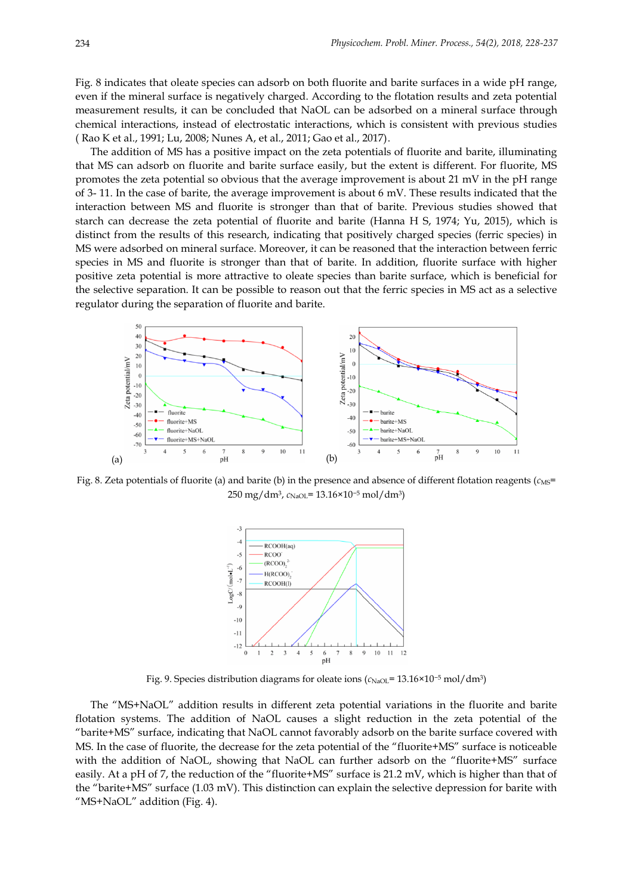Fig. 8 indicates that oleate species can adsorb on both fluorite and barite surfaces in a wide pH range, even if the mineral surface is negatively charged. According to the flotation results and zeta potential measurement results, it can be concluded that NaOL can be adsorbed on a mineral surface through chemical interactions, instead of electrostatic interactions, which is consistent with previous studies ( Rao K et al., 1991; Lu, 2008; Nunes A, et al., 2011; Gao et al., 2017).

The addition of MS has a positive impact on the zeta potentials of fluorite and barite, illuminating that MS can adsorb on fluorite and barite surface easily, but the extent is different. For fluorite, MS promotes the zeta potential so obvious that the average improvement is about 21 mV in the pH range of 3- 11. In the case of barite, the average improvement is about 6 mV. These results indicated that the interaction between MS and fluorite is stronger than that of barite. Previous studies showed that starch can decrease the zeta potential of fluorite and barite (Hanna H S, 1974; Yu, 2015), which is distinct from the results of this research, indicating that positively charged species (ferric species) in MS were adsorbed on mineral surface. Moreover, it can be reasoned that the interaction between ferric species in MS and fluorite is stronger than that of barite. In addition, fluorite surface with higher positive zeta potential is more attractive to oleate species than barite surface, which is beneficial for the selective separation. It can be possible to reason out that the ferric species in MS act as a selective regulator during the separation of fluorite and barite.

Fig. 8. Zeta potentials of fluorite (a) and barite (b) in the presence and absence of different flotation reagents ($c_{MS}$= 250 mg/dm$^3$, $c_{NaOL}$= 13.16×10$^{-5}$ mol/dm$^3$)

Fig. 9. Species distribution diagrams for oleate ions ($c_{NaOL}$= 13.16×10$^{-5}$ mol/dm$^3$)

The "MS+NaOL" addition results in different zeta potential variations in the fluorite and barite flotation systems. The addition of NaOL causes a slight reduction in the zeta potential of the "barite+MS" surface, indicating that NaOL cannot favorably adsorb on the barite surface covered with MS. In the case of fluorite, the decrease for the zeta potential of the "fluorite+MS" surface is noticeable with the addition of NaOL, showing that NaOL can further adsorb on the "fluorite+MS" surface easily. At a pH of 7, the reduction of the "fluorite+MS" surface is 21.2 mV, which is higher than that of the "barite+MS" surface (1.03 mV). This distinction can explain the selective depression for barite with "MS+NaOL" addition (Fig. 4).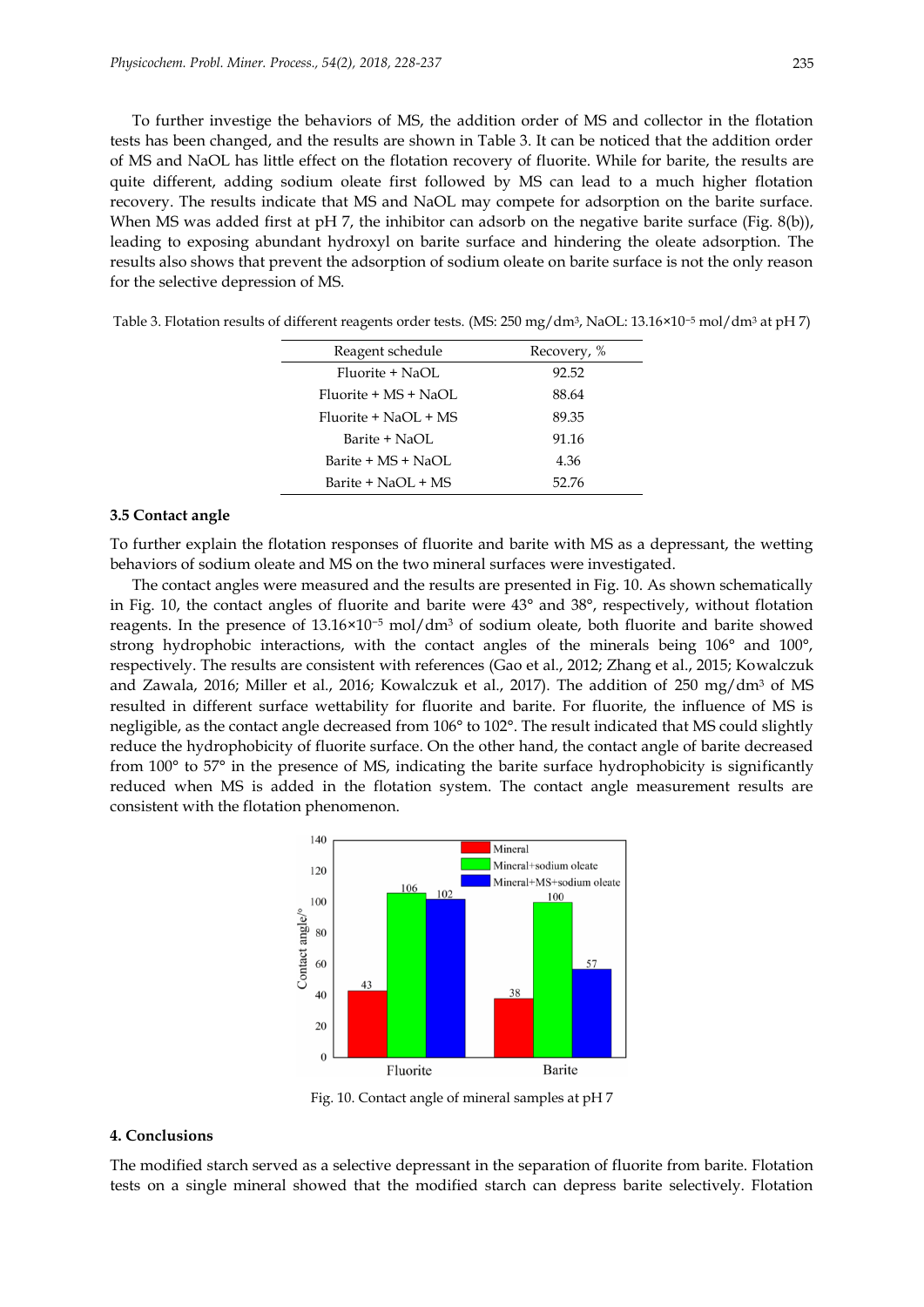To further investige the behaviors of MS, the addition order of MS and collector in the flotation tests has been changed, and the results are shown in Table 3. It can be noticed that the addition order of MS and NaOL has little effect on the flotation recovery of fluorite. While for barite, the results are quite different, adding sodium oleate first followed by MS can lead to a much higher flotation recovery. The results indicate that MS and NaOL may compete for adsorption on the barite surface. When MS was added first at pH 7, the inhibitor can adsorb on the negative barite surface (Fig. 8(b)), leading to exposing abundant hydroxyl on barite surface and hindering the oleate adsorption. The results also shows that prevent the adsorption of sodium oleate on barite surface is not the only reason for the selective depression of MS.

Table 3. Flotation results of different reagents order tests. (MS: 250 mg/dm$^3$, NaOL: $13.16\times10^{-5}$ mol/dm$^3$ at pH 7)

| Reagent schedule | Recovery, % |
|---|---|
| Fluorite + NaOL | 92.52 |
| Fluorite + MS + NaOL | 88.64 |
| Fluorite + NaOL + MS | 89.35 |
| Barite + NaOL | 91.16 |
| Barite + MS + NaOL | 4.36 |
| Barite + NaOL + MS | 52.76 |

### 3.5 Contact angle

To further explain the flotation responses of fluorite and barite with MS as a depressant, the wetting behaviors of sodium oleate and MS on the two mineral surfaces were investigated.

The contact angles were measured and the results are presented in Fig. 10. As shown schematically in Fig. 10, the contact angles of fluorite and barite were 43° and 38°, respectively, without flotation reagents. In the presence of $13.16\times10^{-5}$ mol/dm$^3$ of sodium oleate, both fluorite and barite showed strong hydrophobic interactions, with the contact angles of the minerals being 106° and 100°, respectively. The results are consistent with references (Gao et al., 2012; Zhang et al., 2015; Kowalczuk and Zawala, 2016; Miller et al., 2016; Kowalczuk et al., 2017). The addition of 250 mg/dm$^3$ of MS resulted in different surface wettability for fluorite and barite. For fluorite, the influence of MS is negligible, as the contact angle decreased from 106° to 102°. The result indicated that MS could slightly reduce the hydrophobicity of fluorite surface. On the other hand, the contact angle of barite decreased from 100° to 57° in the presence of MS, indicating the barite surface hydrophobicity is significantly reduced when MS is added in the flotation system. The contact angle measurement results are consistent with the flotation phenomenon.

Fig. 10. Contact angle of mineral samples at pH 7

## 4. Conclusions

The modified starch served as a selective depressant in the separation of fluorite from barite. Flotation tests on a single mineral showed that the modified starch can depress barite selectively. Flotation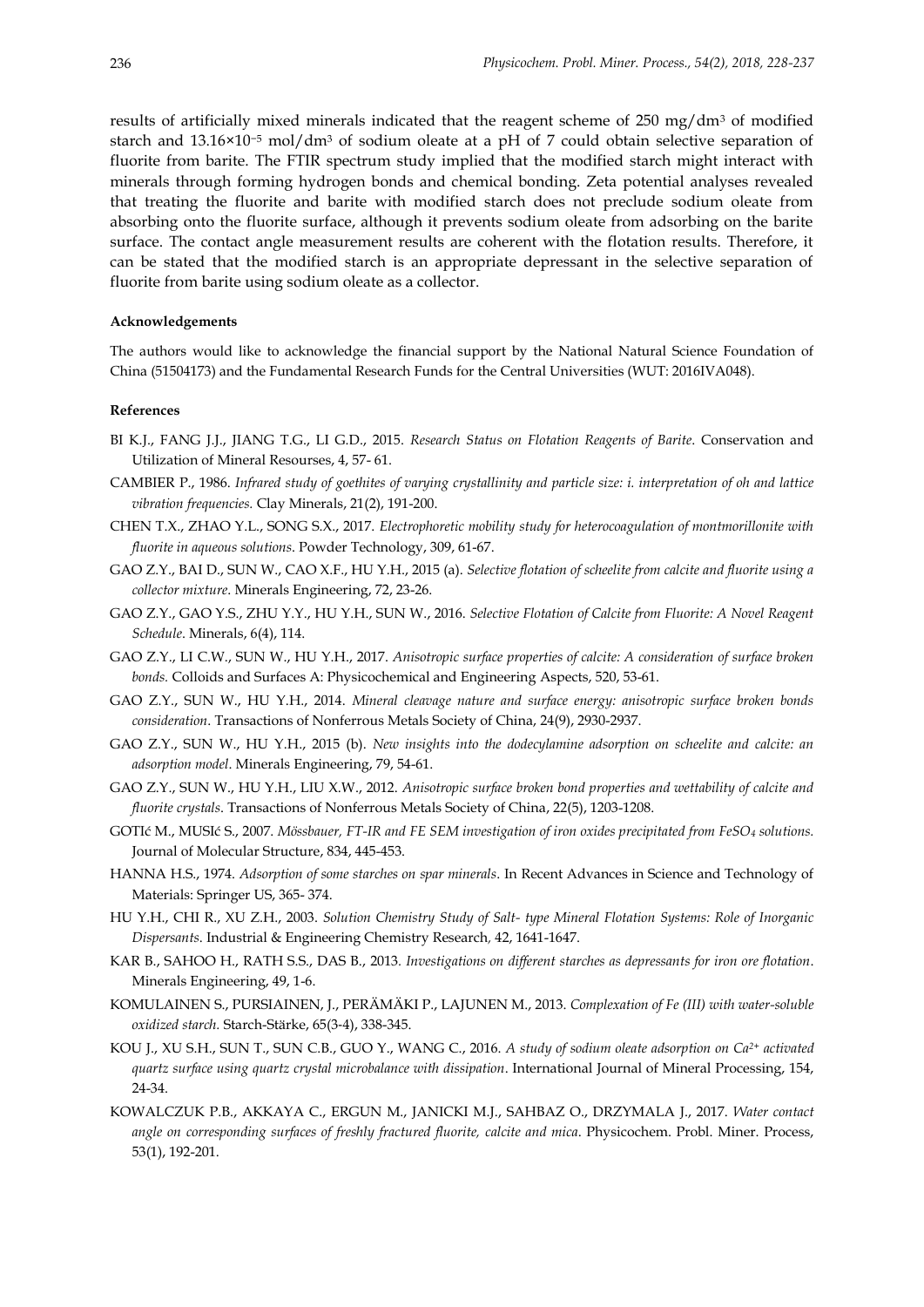results of artificially mixed minerals indicated that the reagent scheme of 250 mg/dm$^3$ of modified starch and $13.16\times10^{-5}$ mol/dm$^3$ of sodium oleate at a pH of 7 could obtain selective separation of fluorite from barite. The FTIR spectrum study implied that the modified starch might interact with minerals through forming hydrogen bonds and chemical bonding. Zeta potential analyses revealed that treating the fluorite and barite with modified starch does not preclude sodium oleate from absorbing onto the fluorite surface, although it prevents sodium oleate from adsorbing on the barite surface. The contact angle measurement results are coherent with the flotation results. Therefore, it can be stated that the modified starch is an appropriate depressant in the selective separation of fluorite from barite using sodium oleate as a collector.

#### Acknowledgements

The authors would like to acknowledge the financial support by the National Natural Science Foundation of China (51504173) and the Fundamental Research Funds for the Central Universities (WUT: 2016IVA048).

#### References

BI K.J., FANG J.J., JIANG T.G., LI G.D., 2015. *Research Status on Flotation Reagents of Barite*. Conservation and Utilization of Mineral Resourses, 4, 57- 61.

CAMBIER P., 1986. *Infrared study of goethites of varying crystallinity and particle size: i. interpretation of oh and lattice vibration frequencies.* Clay Minerals, 21(2), 191-200.

CHEN T.X., ZHAO Y.L., SONG S.X., 2017. *Electrophoretic mobility study for heterocoagulation of montmorillonite with fluorite in aqueous solutions*. Powder Technology, 309, 61-67.

GAO Z.Y., BAI D., SUN W., CAO X.F., HU Y.H., 2015 (a). *Selective flotation of scheelite from calcite and fluorite using a collector mixture*. Minerals Engineering, 72, 23-26.

GAO Z.Y., GAO Y.S., ZHU Y.Y., HU Y.H., SUN W., 2016. *Selective Flotation of Calcite from Fluorite: A Novel Reagent Schedule*. Minerals, 6(4), 114.

GAO Z.Y., LI C.W., SUN W., HU Y.H., 2017. *Anisotropic surface properties of calcite: A consideration of surface broken bonds.* Colloids and Surfaces A: Physicochemical and Engineering Aspects, 520, 53-61.

GAO Z.Y., SUN W., HU Y.H., 2014. *Mineral cleavage nature and surface energy: anisotropic surface broken bonds consideration*. Transactions of Nonferrous Metals Society of China, 24(9), 2930-2937.

GAO Z.Y., SUN W., HU Y.H., 2015 (b). *New insights into the dodecylamine adsorption on scheelite and calcite: an adsorption model*. Minerals Engineering, 79, 54-61.

GAO Z.Y., SUN W., HU Y.H., LIU X.W., 2012. *Anisotropic surface broken bond properties and wettability of calcite and fluorite crystals*. Transactions of Nonferrous Metals Society of China, 22(5), 1203-1208.

GOTIć M., MUSIć S., 2007. *Mössbauer, FT-IR and FE SEM investigation of iron oxides precipitated from $FeSO_4$ solutions.* Journal of Molecular Structure, 834, 445-453.

HANNA H.S., 1974. *Adsorption of some starches on spar minerals*. In Recent Advances in Science and Technology of Materials: Springer US, 365- 374.

HU Y.H., CHI R., XU Z.H., 2003. *Solution Chemistry Study of Salt- type Mineral Flotation Systems: Role of Inorganic Dispersants*. Industrial & Engineering Chemistry Research, 42, 1641-1647.

KAR B., SAHOO H., RATH S.S., DAS B., 2013. *Investigations on different starches as depressants for iron ore flotation*. Minerals Engineering, 49, 1-6.

KOMULAINEN S., PURSIAINEN, J., PERÄMÄKI P., LAJUNEN M., 2013. *Complexation of Fe (III) with water-soluble oxidized starch.* Starch-Stärke, 65(3-4), 338-345.

KOU J., XU S.H., SUN T., SUN C.B., GUO Y., WANG C., 2016. *A study of sodium oleate adsorption on $Ca^{2+}$ activated quartz surface using quartz crystal microbalance with dissipation*. International Journal of Mineral Processing, 154, 24-34.

KOWALCZUK P.B., AKKAYA C., ERGUN M., JANICKI M.J., SAHBAZ O., DRZYMALA J., 2017. *Water contact angle on corresponding surfaces of freshly fractured fluorite, calcite and mica*. Physicochem. Probl. Miner. Process, 53(1), 192-201.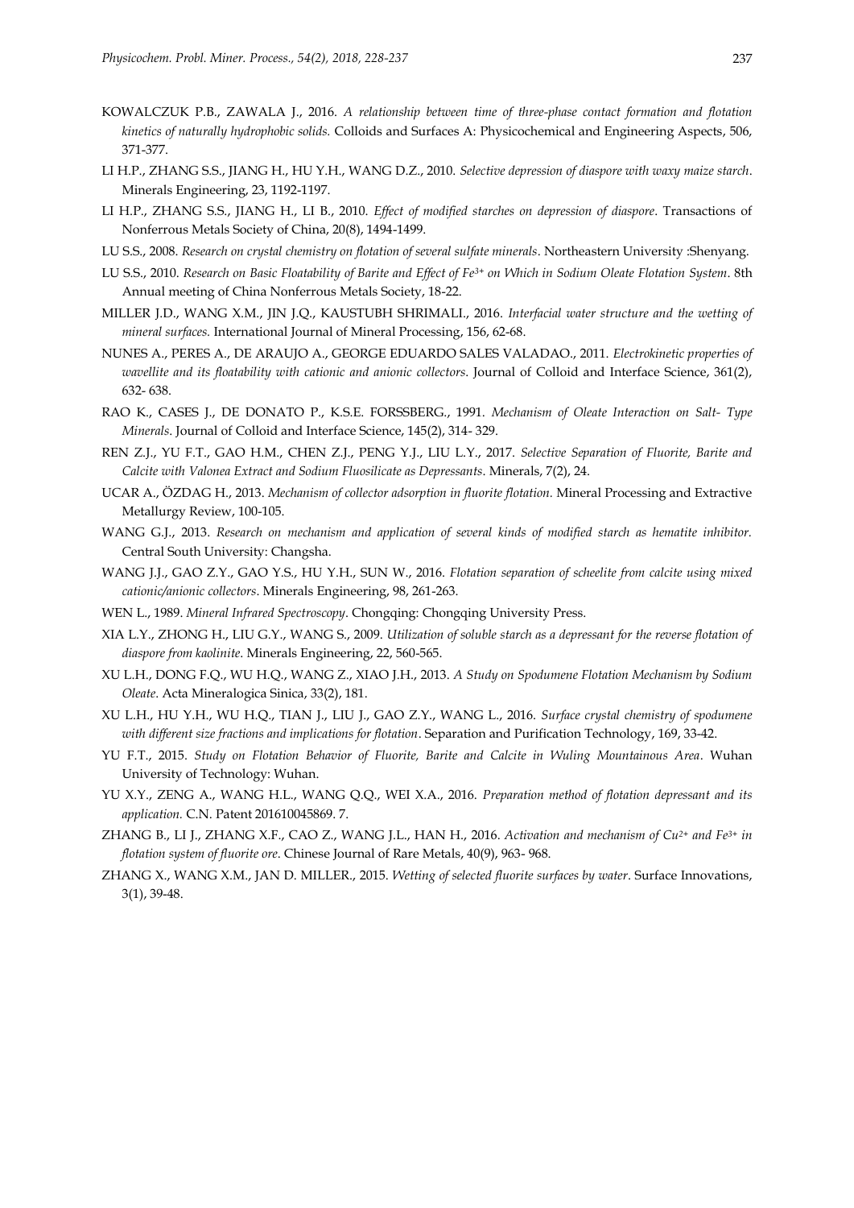KOWALCZUK P.B., ZAWALA J., 2016. *A relationship between time of three-phase contact formation and flotation kinetics of naturally hydrophobic solids.* Colloids and Surfaces A: Physicochemical and Engineering Aspects, 506, 371-377.

LI H.P., ZHANG S.S., JIANG H., HU Y.H., WANG D.Z., 2010. *Selective depression of diaspore with waxy maize starch*. Minerals Engineering, 23, 1192-1197.

LI H.P., ZHANG S.S., JIANG H., LI B., 2010. *Effect of modified starches on depression of diaspore*. Transactions of Nonferrous Metals Society of China, 20(8), 1494-1499.

LU S.S., 2008. *Research on crystal chemistry on flotation of several sulfate minerals*. Northeastern University :Shenyang.

LU S.S., 2010. *Research on Basic Floatability of Barite and Effect of $Fe^{3+}$ on Which in Sodium Oleate Flotation System*. 8th Annual meeting of China Nonferrous Metals Society, 18-22.

MILLER J.D., WANG X.M., JIN J.Q., KAUSTUBH SHRIMALI., 2016. *Interfacial water structure and the wetting of mineral surfaces.* International Journal of Mineral Processing, 156, 62-68.

NUNES A., PERES A., DE ARAUJO A., GEORGE EDUARDO SALES VALADAO., 2011. *Electrokinetic properties of wavellite and its floatability with cationic and anionic collectors*. Journal of Colloid and Interface Science, 361(2), 632- 638.

RAO K., CASES J., DE DONATO P., K.S.E. FORSSBERG., 1991. *Mechanism of Oleate Interaction on Salt- Type Minerals*. Journal of Colloid and Interface Science, 145(2), 314- 329.

REN Z.J., YU F.T., GAO H.M., CHEN Z.J., PENG Y.J., LIU L.Y., 2017. *Selective Separation of Fluorite, Barite and Calcite with Valonea Extract and Sodium Fluosilicate as Depressants*. Minerals, 7(2), 24.

UCAR A., ÖZDAG H., 2013. *Mechanism of collector adsorption in fluorite flotation*. Mineral Processing and Extractive Metallurgy Review, 100-105.

WANG G.J., 2013. *Research on mechanism and application of several kinds of modified starch as hematite inhibitor.* Central South University: Changsha.

WANG J.J., GAO Z.Y., GAO Y.S., HU Y.H., SUN W., 2016. *Flotation separation of scheelite from calcite using mixed cationic/anionic collectors*. Minerals Engineering, 98, 261-263.

WEN L., 1989. *Mineral Infrared Spectroscopy*. Chongqing: Chongqing University Press.

XIA L.Y., ZHONG H., LIU G.Y., WANG S., 2009. *Utilization of soluble starch as a depressant for the reverse flotation of diaspore from kaolinite*. Minerals Engineering, 22, 560-565.

XU L.H., DONG F.Q., WU H.Q., WANG Z., XIAO J.H., 2013. *A Study on Spodumene Flotation Mechanism by Sodium Oleate*. Acta Mineralogica Sinica, 33(2), 181.

XU L.H., HU Y.H., WU H.Q., TIAN J., LIU J., GAO Z.Y., WANG L., 2016. *Surface crystal chemistry of spodumene with different size fractions and implications for flotation*. Separation and Purification Technology, 169, 33-42.

YU F.T., 2015. *Study on Flotation Behavior of Fluorite, Barite and Calcite in Wuling Mountainous Area*. Wuhan University of Technology: Wuhan.

YU X.Y., ZENG A., WANG H.L., WANG Q.Q., WEI X.A., 2016. *Preparation method of flotation depressant and its application.* C.N. Patent 201610045869. 7.

ZHANG B., LI J., ZHANG X.F., CAO Z., WANG J.L., HAN H., 2016. *Activation and mechanism of $Cu^{2+}$ and $Fe^{3+}$ in flotation system of fluorite ore*. Chinese Journal of Rare Metals, 40(9), 963- 968.

ZHANG X., WANG X.M., JAN D. MILLER., 2015. *Wetting of selected fluorite surfaces by water*. Surface Innovations, 3(1), 39-48.